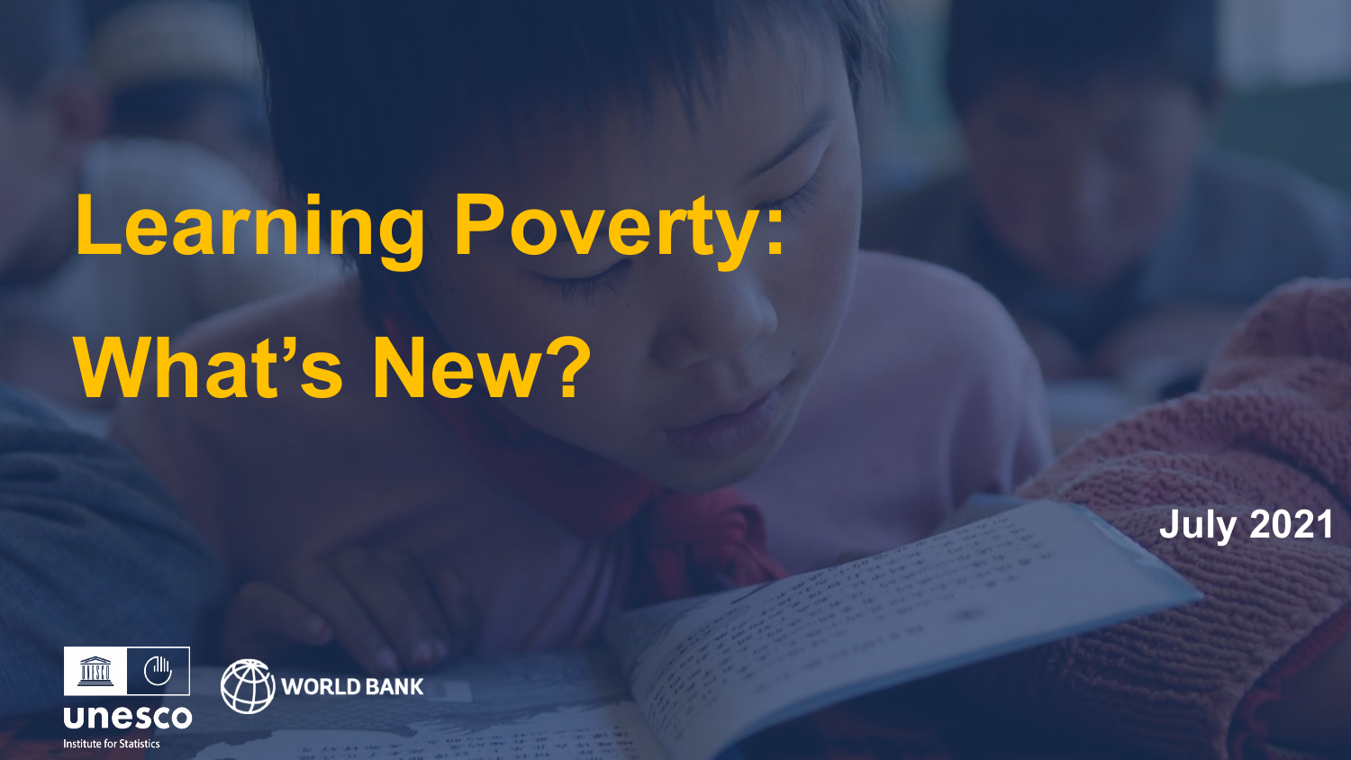# Learning Poverty: What's New?

July 2021

unesco Institute for Statistics

WORLD BANK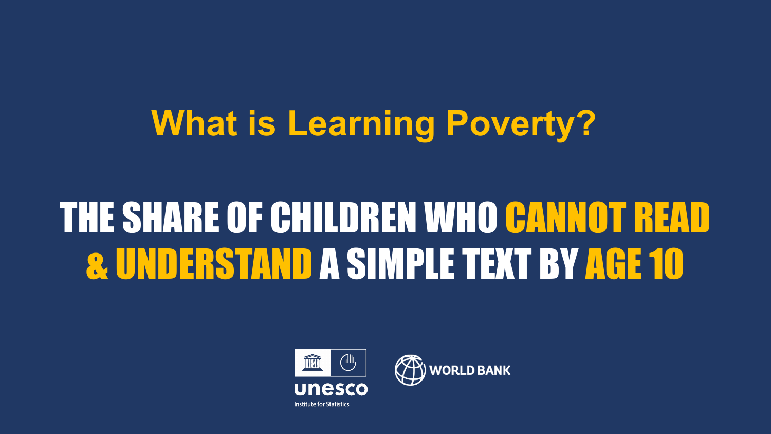# What is Learning Poverty?

## THE SHARE OF CHILDREN WHO CANNOT READ & UNDERSTAND A SIMPLE TEXT BY AGE 10

unesco Institute for Statistics

WORLD BANK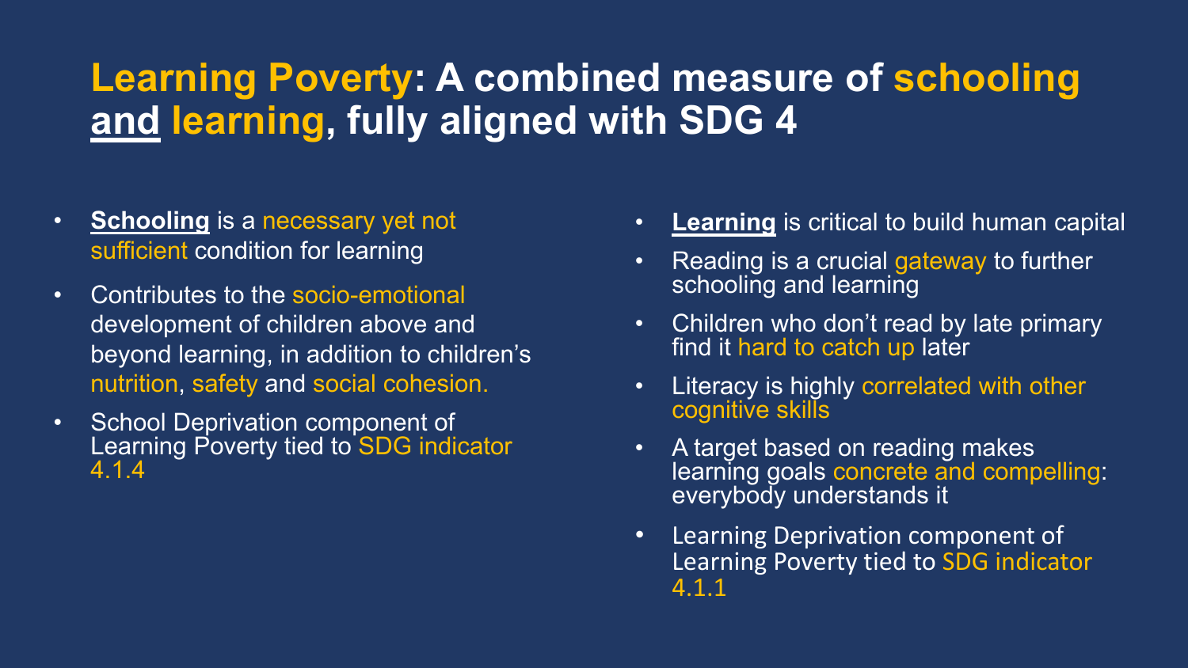# Learning Poverty: A combined measure of schooling and learning, fully aligned with SDG 4

- **Schooling** is a necessary yet not sufficient condition for learning
- Contributes to the socio-emotional development of children above and beyond learning, in addition to children's nutrition, safety and social cohesion.
- School Deprivation component of Learning Poverty tied to SDG indicator 4.1.4

- **Learning** is critical to build human capital
- Reading is a crucial gateway to further schooling and learning
- Children who don't read by late primary find it hard to catch up later
- Literacy is highly correlated with other cognitive skills
- A target based on reading makes learning goals concrete and compelling: everybody understands it
- Learning Deprivation component of Learning Poverty tied to SDG indicator 4.1.1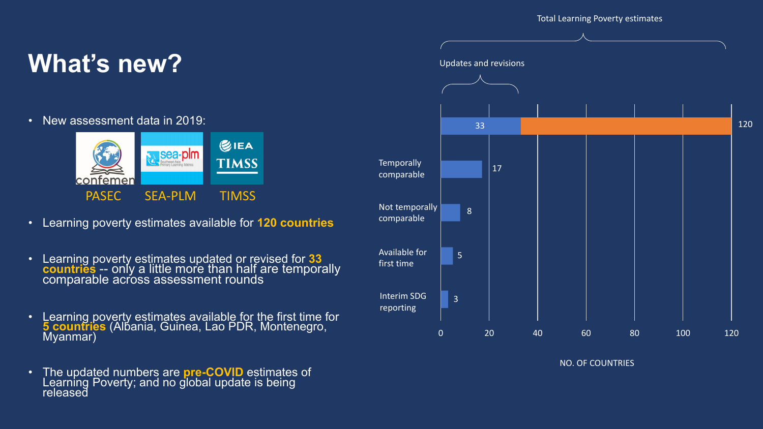# What's new?

- New assessment data in 2019:

  PASEC SEA-PLM TIMSS

- Learning poverty estimates available for **120 countries**

- Learning poverty estimates updated or revised for **33 countries** -- only a little more than half are temporally comparable across assessment rounds

- Learning poverty estimates available for the first time for **5 countries** (Albania, Guinea, Lao PDR, Montenegro, Myanmar)

- The updated numbers are **pre-COVID** estimates of Learning Poverty; and no global update is being released

Total Learning Poverty estimates

Updates and revisions

| Category | No. of countries |
|---|---|
| Total Learning Poverty estimates | 120 |
| Updates and revisions | 33 |
| Temporally comparable | 17 |
| Not temporally comparable | 8 |
| Available for first time | 5 |
| Interim SDG reporting | 3 |

NO. OF COUNTRIES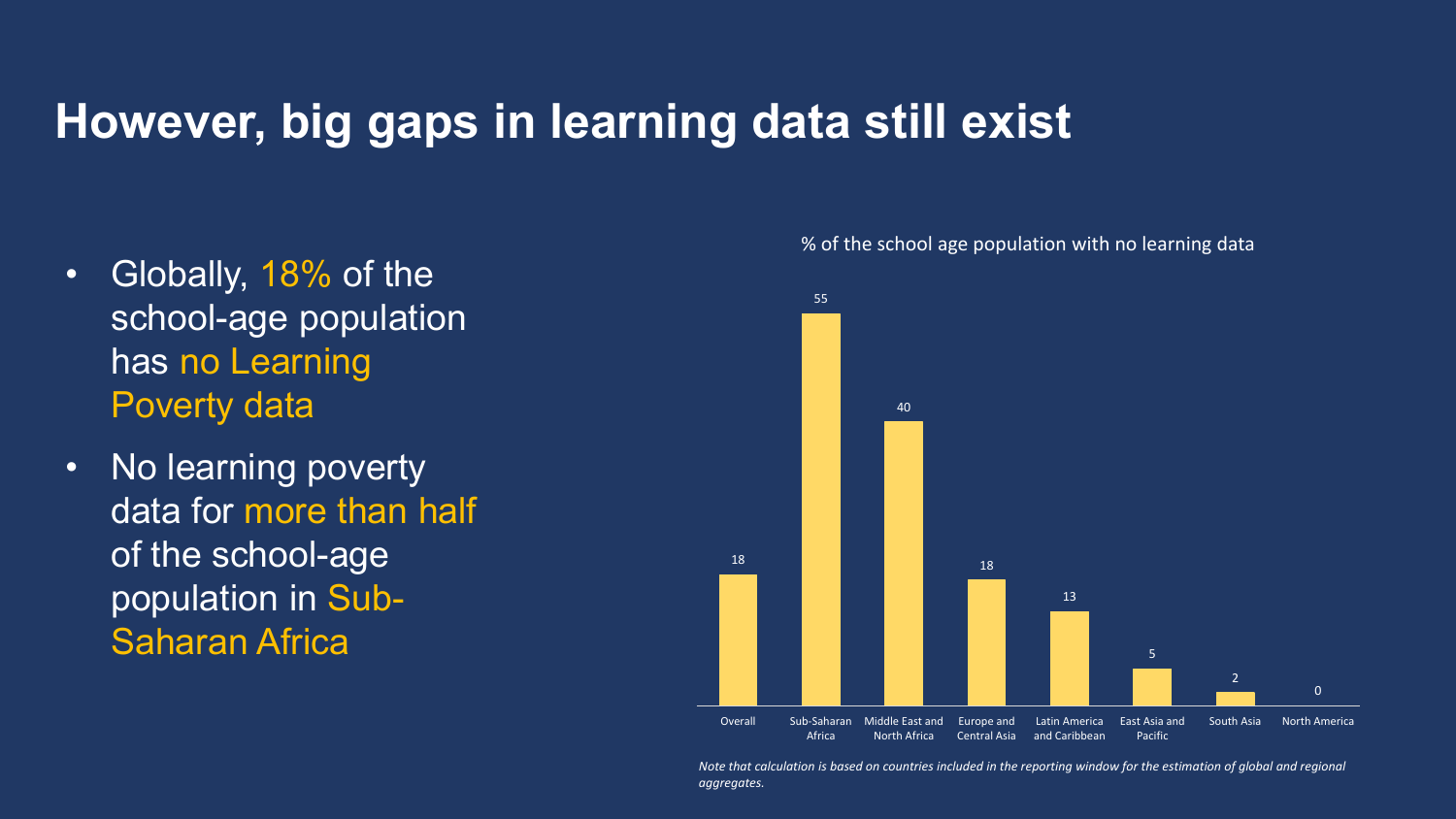# However, big gaps in learning data still exist

- Globally, 18% of the school-age population has no Learning Poverty data
- No learning poverty data for more than half of the school-age population in Sub-Saharan Africa

% of the school age population with no learning data

| Region | % |
|---|---|
| Overall | 18 |
| Sub-Saharan Africa | 55 |
| Middle East and North Africa | 40 |
| Europe and Central Asia | 18 |
| Latin America and Caribbean | 13 |
| East Asia and Pacific | 5 |
| South Asia | 2 |
| North America | 0 |

*Note that calculation is based on countries included in the reporting window for the estimation of global and regional aggregates.*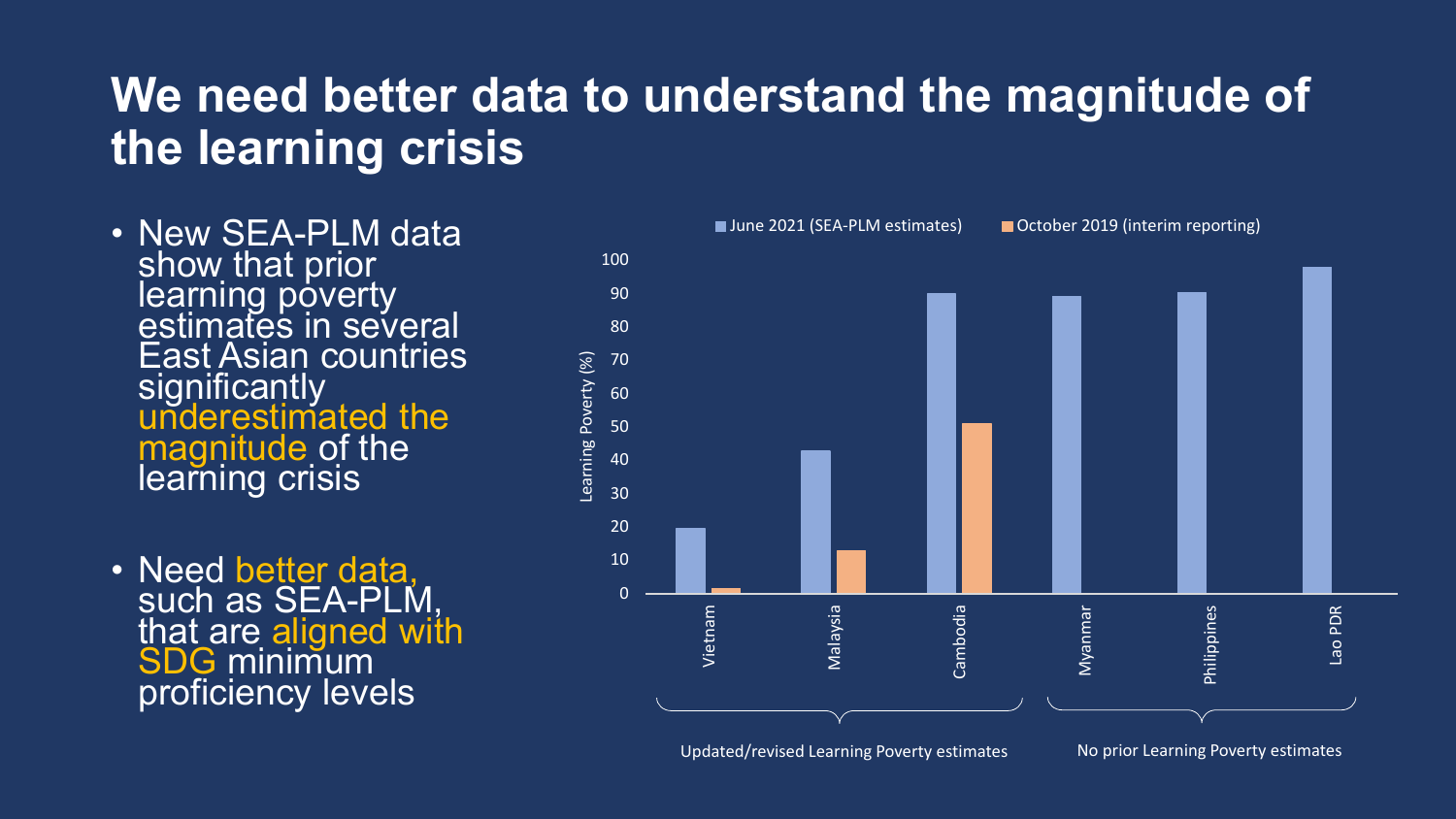# We need better data to understand the magnitude of the learning crisis

- New SEA-PLM data show that prior learning poverty estimates in several East Asian countries significantly underestimated the magnitude of the learning crisis
- Need better data, such as SEA-PLM, that are aligned with SDG minimum proficiency levels

June 2021 (SEA-PLM estimates) | October 2019 (interim reporting)

Learning Poverty (%)

100
90
80
70
60
50
40
30
20
10
0

Vietnam | Malaysia | Cambodia | Myanmar | Philippines | Lao PDR

Updated/revised Learning Poverty estimates | No prior Learning Poverty estimates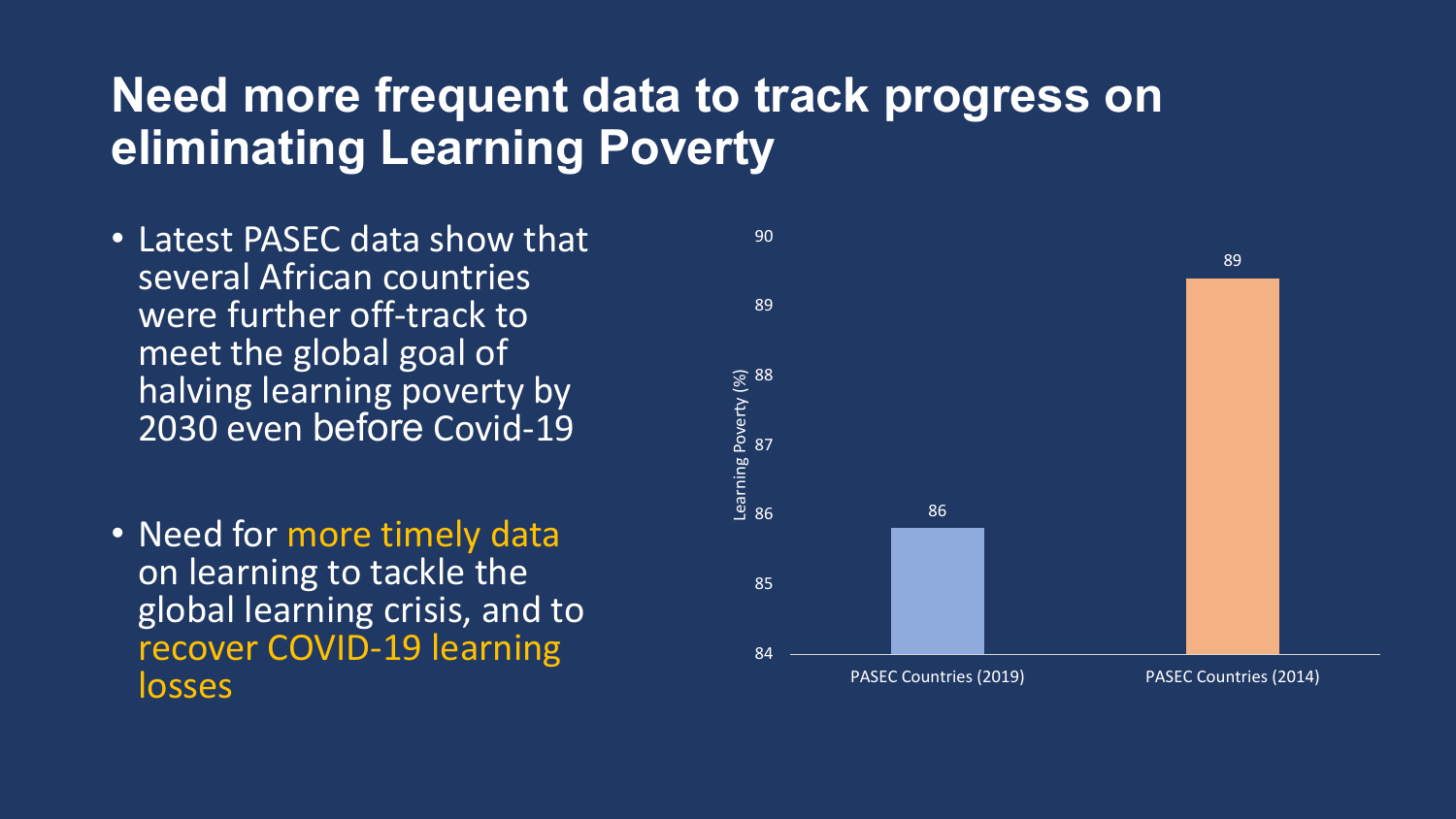# Need more frequent data to track progress on eliminating Learning Poverty

- Latest PASEC data show that several African countries were further off-track to meet the global goal of halving learning poverty by 2030 even before Covid-19
- Need for more timely data on learning to tackle the global learning crisis, and to recover COVID-19 learning losses

| | Learning Poverty (%) |
|---|---|
| PASEC Countries (2019) | 86 |
| PASEC Countries (2014) | 89 |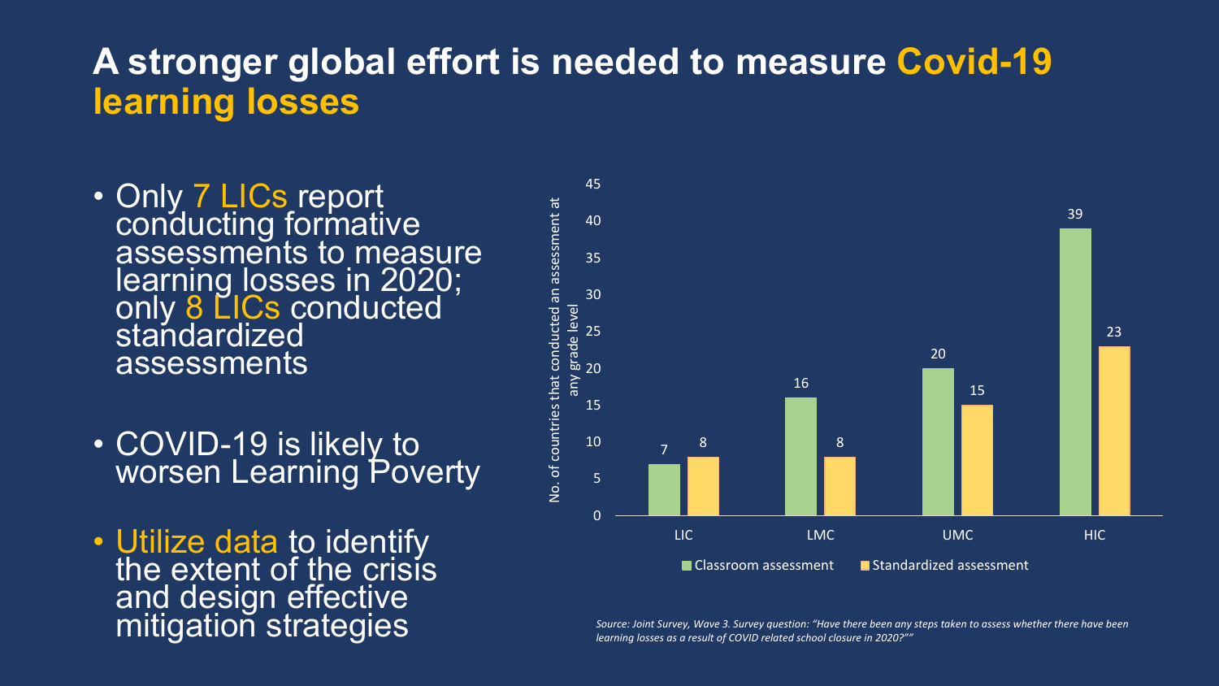# A stronger global effort is needed to measure Covid-19 learning losses

- Only 7 LICs report conducting formative assessments to measure learning losses in 2020; only 8 LICs conducted standardized assessments
- COVID-19 is likely to worsen Learning Poverty
- Utilize data to identify the extent of the crisis and design effective mitigation strategies

| | Classroom assessment | Standardized assessment |
|---|---|---|
| LIC | 7 | 8 |
| LMC | 16 | 8 |
| UMC | 20 | 15 |
| HIC | 39 | 23 |

No. of countries that conducted an assessment at any grade level

*Source: Joint Survey, Wave 3. Survey question: "Have there been any steps taken to assess whether there have been learning losses as a result of COVID related school closure in 2020?""*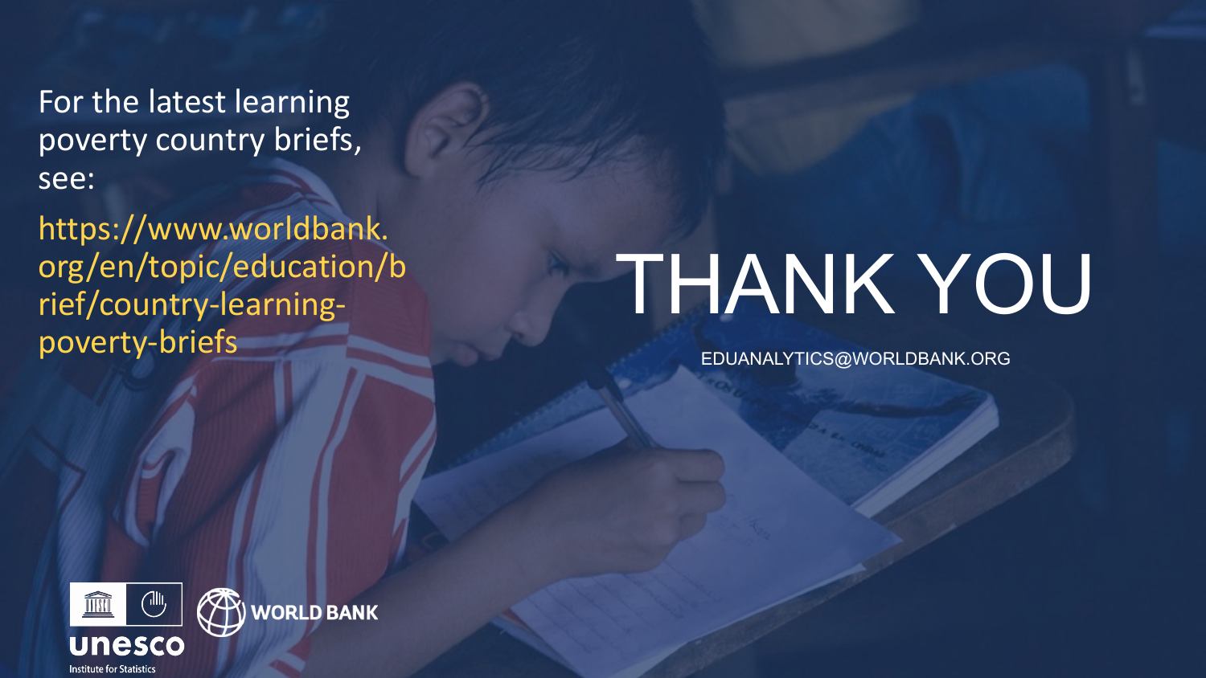For the latest learning poverty country briefs, see:

https://www.worldbank.org/en/topic/education/brief/country-learning-poverty-briefs

# THANK YOU

EDUANALYTICS@WORLDBANK.ORG

unesco Institute for Statistics

WORLD BANK